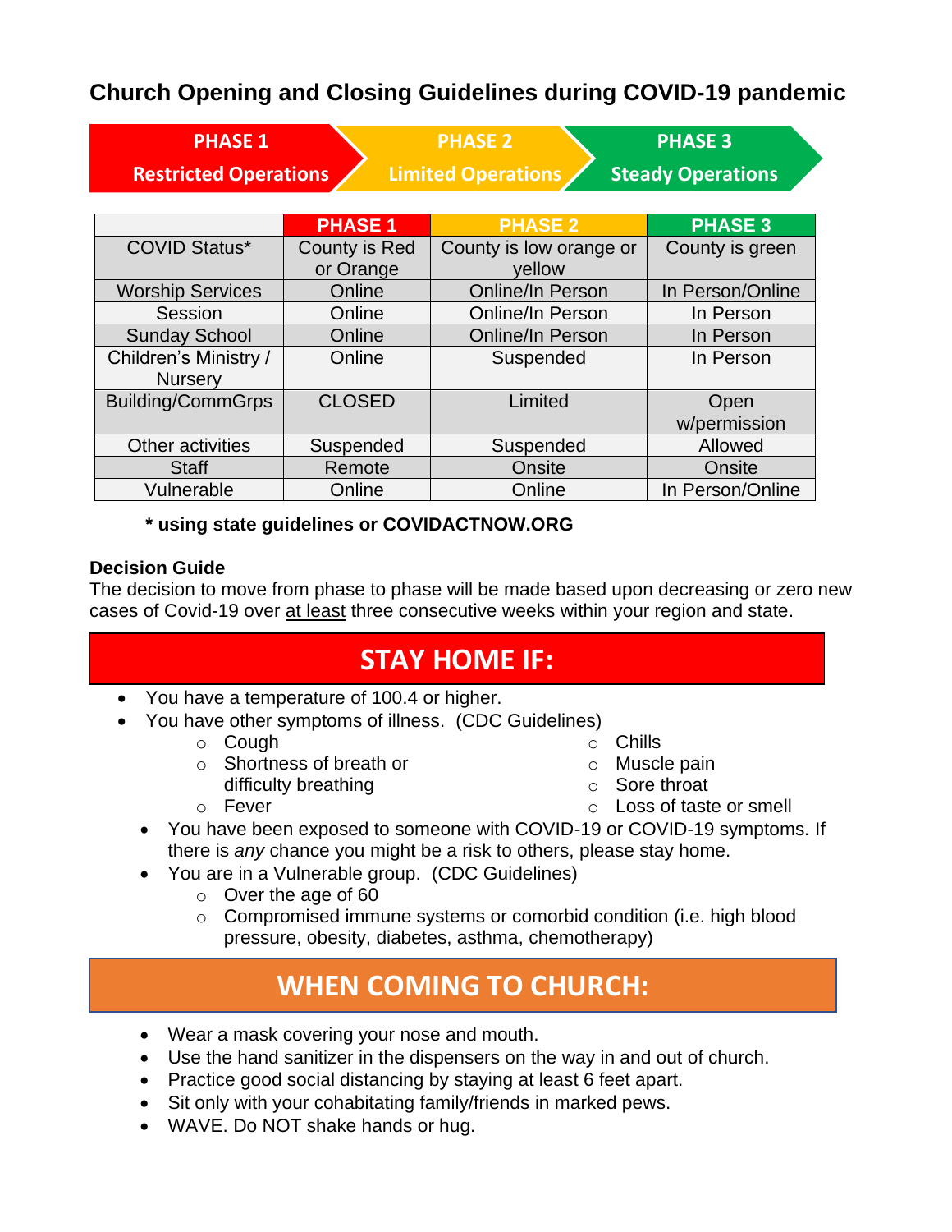# Church Opening and Closing Guidelines during COVID-19 pandemic

**PHASE 1 — Restricted Operations** → **PHASE 2 — Limited Operations** → **PHASE 3 — Steady Operations**

| | PHASE 1 | PHASE 2 | PHASE 3 |
|---|---|---|---|
| COVID Status* | County is Red or Orange | County is low orange or yellow | County is green |
| Worship Services | Online | Online/In Person | In Person/Online |
| Session | Online | Online/In Person | In Person |
| Sunday School | Online | Online/In Person | In Person |
| Children's Ministry / Nursery | Online | Suspended | In Person |
| Building/CommGrps | CLOSED | Limited | Open w/permission |
| Other activities | Suspended | Suspended | Allowed |
| Staff | Remote | Onsite | Onsite |
| Vulnerable | Online | Online | In Person/Online |

**\* using state guidelines or COVIDACTNOW.ORG**

**Decision Guide**

The decision to move from phase to phase will be made based upon decreasing or zero new cases of Covid-19 over at least three consecutive weeks within your region and state.

## STAY HOME IF:

- You have a temperature of 100.4 or higher.
- You have other symptoms of illness. (CDC Guidelines)
  - Cough
  - Shortness of breath or difficulty breathing
  - Fever
  - Chills
  - Muscle pain
  - Sore throat
  - Loss of taste or smell
- You have been exposed to someone with COVID-19 or COVID-19 symptoms. If there is *any* chance you might be a risk to others, please stay home.
- You are in a Vulnerable group. (CDC Guidelines)
  - Over the age of 60
  - Compromised immune systems or comorbid condition (i.e. high blood pressure, obesity, diabetes, asthma, chemotherapy)

## WHEN COMING TO CHURCH:

- Wear a mask covering your nose and mouth.
- Use the hand sanitizer in the dispensers on the way in and out of church.
- Practice good social distancing by staying at least 6 feet apart.
- Sit only with your cohabitating family/friends in marked pews.
- WAVE. Do NOT shake hands or hug.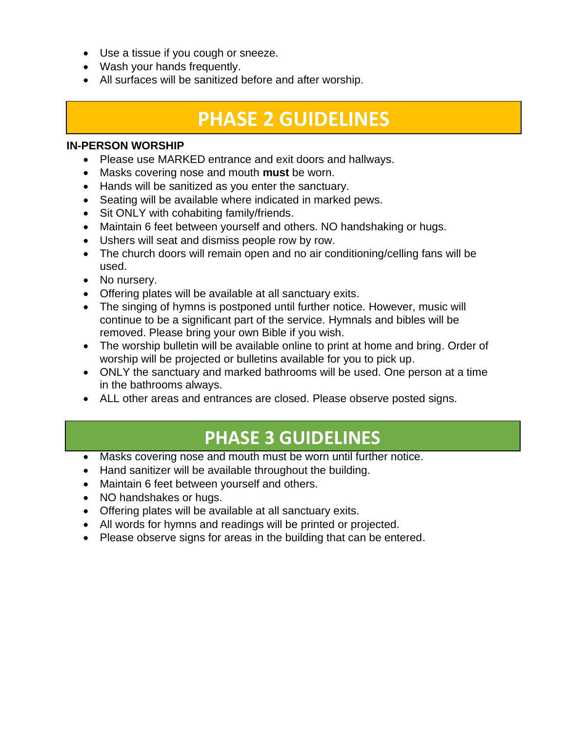- Use a tissue if you cough or sneeze.
- Wash your hands frequently.
- All surfaces will be sanitized before and after worship.

## PHASE 2 GUIDELINES

**IN-PERSON WORSHIP**

- Please use MARKED entrance and exit doors and hallways.
- Masks covering nose and mouth **must** be worn.
- Hands will be sanitized as you enter the sanctuary.
- Seating will be available where indicated in marked pews.
- Sit ONLY with cohabiting family/friends.
- Maintain 6 feet between yourself and others. NO handshaking or hugs.
- Ushers will seat and dismiss people row by row.
- The church doors will remain open and no air conditioning/celling fans will be used.
- No nursery.
- Offering plates will be available at all sanctuary exits.
- The singing of hymns is postponed until further notice. However, music will continue to be a significant part of the service. Hymnals and bibles will be removed. Please bring your own Bible if you wish.
- The worship bulletin will be available online to print at home and bring. Order of worship will be projected or bulletins available for you to pick up.
- ONLY the sanctuary and marked bathrooms will be used. One person at a time in the bathrooms always.
- ALL other areas and entrances are closed. Please observe posted signs.

## PHASE 3 GUIDELINES

- Masks covering nose and mouth must be worn until further notice.
- Hand sanitizer will be available throughout the building.
- Maintain 6 feet between yourself and others.
- NO handshakes or hugs.
- Offering plates will be available at all sanctuary exits.
- All words for hymns and readings will be printed or projected.
- Please observe signs for areas in the building that can be entered.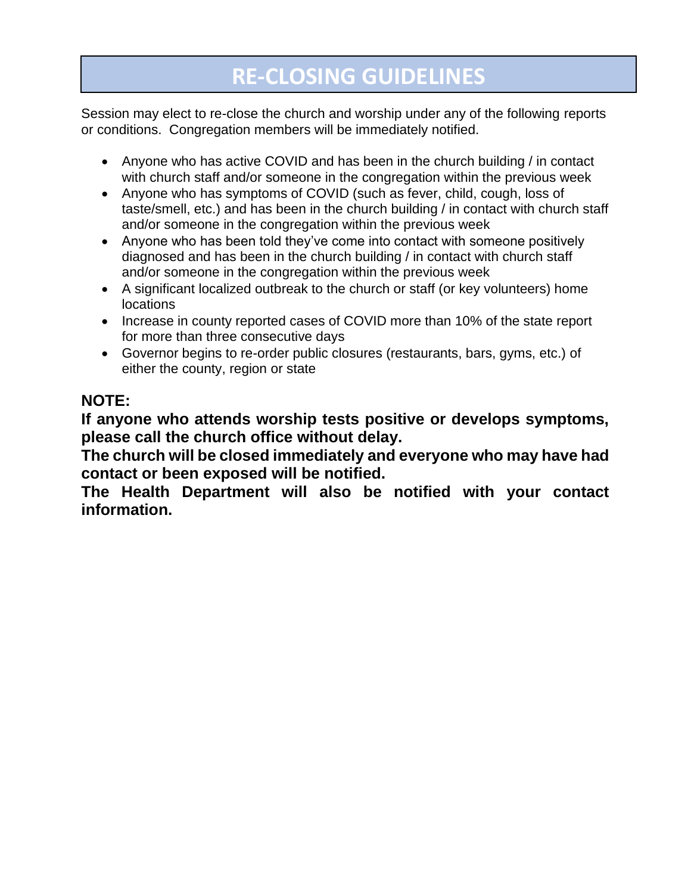# RE-CLOSING GUIDELINES

Session may elect to re-close the church and worship under any of the following reports or conditions. Congregation members will be immediately notified.

- Anyone who has active COVID and has been in the church building / in contact with church staff and/or someone in the congregation within the previous week
- Anyone who has symptoms of COVID (such as fever, child, cough, loss of taste/smell, etc.) and has been in the church building / in contact with church staff and/or someone in the congregation within the previous week
- Anyone who has been told they've come into contact with someone positively diagnosed and has been in the church building / in contact with church staff and/or someone in the congregation within the previous week
- A significant localized outbreak to the church or staff (or key volunteers) home locations
- Increase in county reported cases of COVID more than 10% of the state report for more than three consecutive days
- Governor begins to re-order public closures (restaurants, bars, gyms, etc.) of either the county, region or state

**NOTE:**

**If anyone who attends worship tests positive or develops symptoms, please call the church office without delay.**

**The church will be closed immediately and everyone who may have had contact or been exposed will be notified.**

**The Health Department will also be notified with your contact information.**